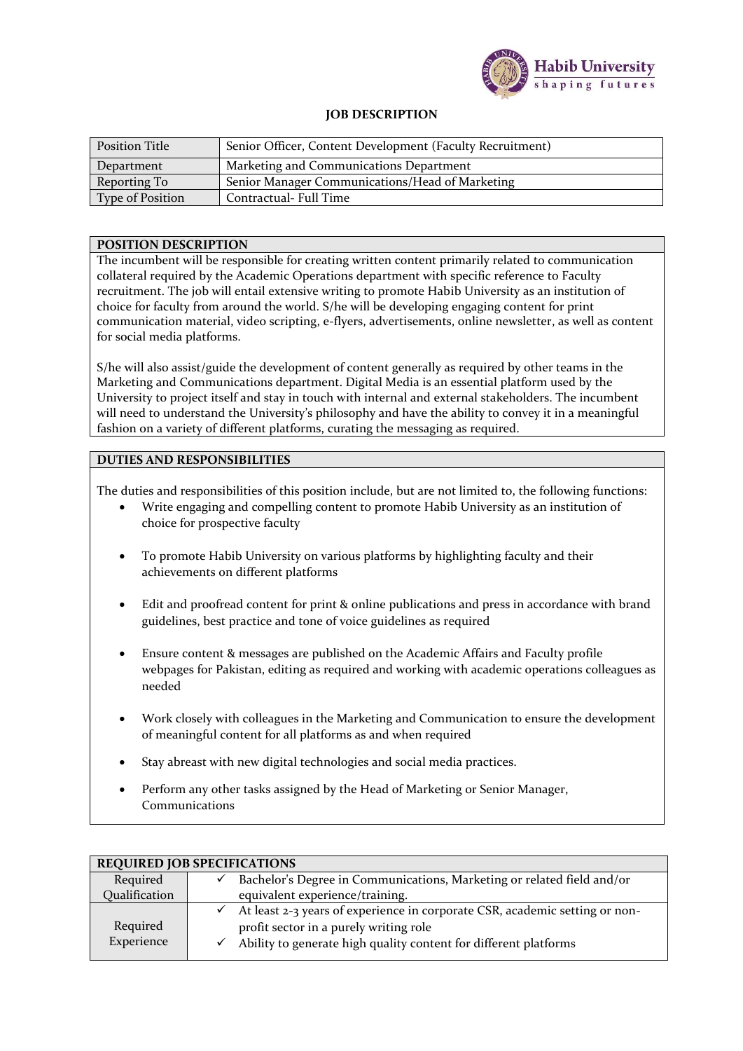Habib University
shaping futures

# JOB DESCRIPTION

| Position Title | Senior Officer, Content Development (Faculty Recruitment) |
|---|---|
| Department | Marketing and Communications Department |
| Reporting To | Senior Manager Communications/Head of Marketing |
| Type of Position | Contractual- Full Time |

## POSITION DESCRIPTION

The incumbent will be responsible for creating written content primarily related to communication collateral required by the Academic Operations department with specific reference to Faculty recruitment. The job will entail extensive writing to promote Habib University as an institution of choice for faculty from around the world. S/he will be developing engaging content for print communication material, video scripting, e-flyers, advertisements, online newsletter, as well as content for social media platforms.

S/he will also assist/guide the development of content generally as required by other teams in the Marketing and Communications department. Digital Media is an essential platform used by the University to project itself and stay in touch with internal and external stakeholders. The incumbent will need to understand the University's philosophy and have the ability to convey it in a meaningful fashion on a variety of different platforms, curating the messaging as required.

## DUTIES AND RESPONSIBILITIES

The duties and responsibilities of this position include, but are not limited to, the following functions:

- Write engaging and compelling content to promote Habib University as an institution of choice for prospective faculty
- To promote Habib University on various platforms by highlighting faculty and their achievements on different platforms
- Edit and proofread content for print & online publications and press in accordance with brand guidelines, best practice and tone of voice guidelines as required
- Ensure content & messages are published on the Academic Affairs and Faculty profile webpages for Pakistan, editing as required and working with academic operations colleagues as needed
- Work closely with colleagues in the Marketing and Communication to ensure the development of meaningful content for all platforms as and when required
- Stay abreast with new digital technologies and social media practices.
- Perform any other tasks assigned by the Head of Marketing or Senior Manager, Communications

## REQUIRED JOB SPECIFICATIONS

| Required Qualification | ✓ Bachelor's Degree in Communications, Marketing or related field and/or equivalent experience/training. |
|---|---|
| Required Experience | ✓ At least 2-3 years of experience in corporate CSR, academic setting or non-profit sector in a purely writing role<br>✓ Ability to generate high quality content for different platforms |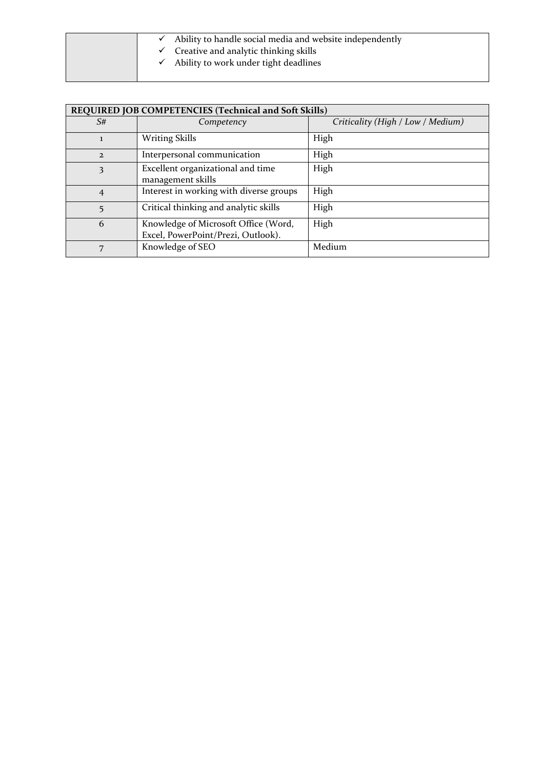| | |
|---|---|
| | ✓ Ability to handle social media and website independently<br>✓ Creative and analytic thinking skills<br>✓ Ability to work under tight deadlines |

| **REQUIRED JOB COMPETENCIES (Technical and Soft Skills)** | | |
|---|---|---|
| *S#* | *Competency* | *Criticality (High / Low / Medium)* |
| 1 | Writing Skills | High |
| 2 | Interpersonal communication | High |
| 3 | Excellent organizational and time management skills | High |
| 4 | Interest in working with diverse groups | High |
| 5 | Critical thinking and analytic skills | High |
| 6 | Knowledge of Microsoft Office (Word, Excel, PowerPoint/Prezi, Outlook). | High |
| 7 | Knowledge of SEO | Medium |